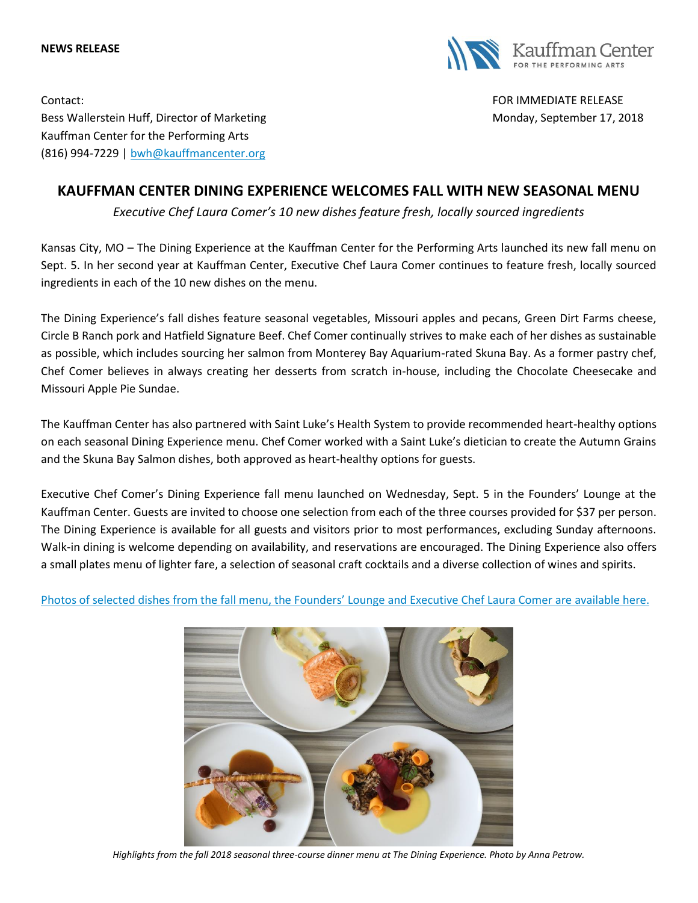**NEWS RELEASE**

Contact:
Bess Wallerstein Huff, Director of Marketing
Kauffman Center for the Performing Arts
(816) 994-7229 | bwh@kauffmancenter.org

FOR IMMEDIATE RELEASE
Monday, September 17, 2018

# KAUFFMAN CENTER DINING EXPERIENCE WELCOMES FALL WITH NEW SEASONAL MENU

*Executive Chef Laura Comer's 10 new dishes feature fresh, locally sourced ingredients*

Kansas City, MO – The Dining Experience at the Kauffman Center for the Performing Arts launched its new fall menu on Sept. 5. In her second year at Kauffman Center, Executive Chef Laura Comer continues to feature fresh, locally sourced ingredients in each of the 10 new dishes on the menu.

The Dining Experience's fall dishes feature seasonal vegetables, Missouri apples and pecans, Green Dirt Farms cheese, Circle B Ranch pork and Hatfield Signature Beef. Chef Comer continually strives to make each of her dishes as sustainable as possible, which includes sourcing her salmon from Monterey Bay Aquarium-rated Skuna Bay. As a former pastry chef, Chef Comer believes in always creating her desserts from scratch in-house, including the Chocolate Cheesecake and Missouri Apple Pie Sundae.

The Kauffman Center has also partnered with Saint Luke's Health System to provide recommended heart-healthy options on each seasonal Dining Experience menu. Chef Comer worked with a Saint Luke's dietician to create the Autumn Grains and the Skuna Bay Salmon dishes, both approved as heart-healthy options for guests.

Executive Chef Comer's Dining Experience fall menu launched on Wednesday, Sept. 5 in the Founders' Lounge at the Kauffman Center. Guests are invited to choose one selection from each of the three courses provided for $37 per person. The Dining Experience is available for all guests and visitors prior to most performances, excluding Sunday afternoons. Walk-in dining is welcome depending on availability, and reservations are encouraged. The Dining Experience also offers a small plates menu of lighter fare, a selection of seasonal craft cocktails and a diverse collection of wines and spirits.

Photos of selected dishes from the fall menu, the Founders' Lounge and Executive Chef Laura Comer are available here.

*Highlights from the fall 2018 seasonal three-course dinner menu at The Dining Experience. Photo by Anna Petrow.*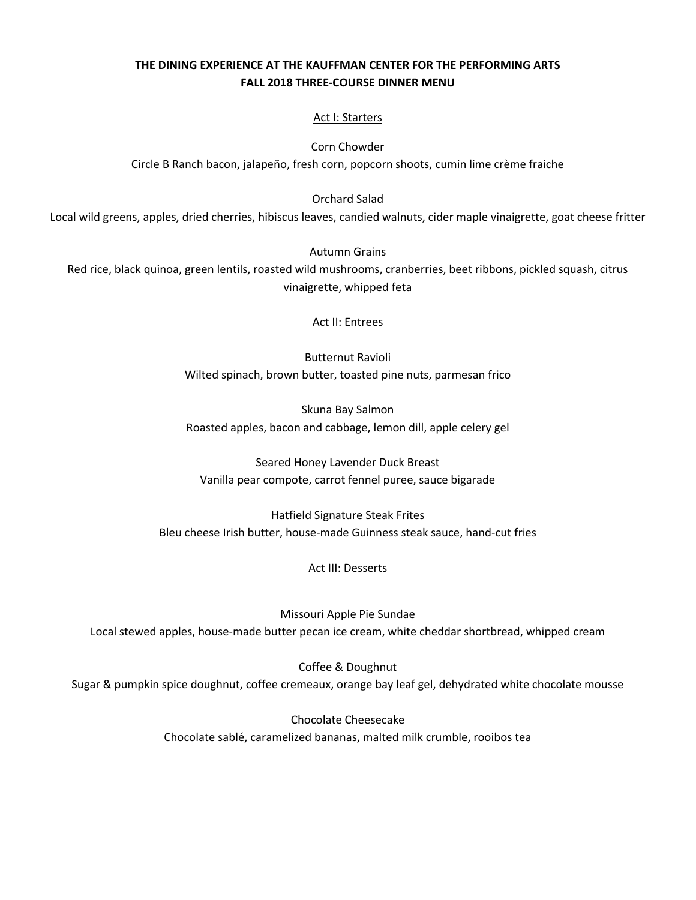# THE DINING EXPERIENCE AT THE KAUFFMAN CENTER FOR THE PERFORMING ARTS
# FALL 2018 THREE-COURSE DINNER MENU

## Act I: Starters

Corn Chowder

Circle B Ranch bacon, jalapeño, fresh corn, popcorn shoots, cumin lime crème fraiche

Orchard Salad

Local wild greens, apples, dried cherries, hibiscus leaves, candied walnuts, cider maple vinaigrette, goat cheese fritter

Autumn Grains

Red rice, black quinoa, green lentils, roasted wild mushrooms, cranberries, beet ribbons, pickled squash, citrus vinaigrette, whipped feta

## Act II: Entrees

Butternut Ravioli

Wilted spinach, brown butter, toasted pine nuts, parmesan frico

Skuna Bay Salmon

Roasted apples, bacon and cabbage, lemon dill, apple celery gel

Seared Honey Lavender Duck Breast

Vanilla pear compote, carrot fennel puree, sauce bigarade

Hatfield Signature Steak Frites

Bleu cheese Irish butter, house-made Guinness steak sauce, hand-cut fries

## Act III: Desserts

Missouri Apple Pie Sundae

Local stewed apples, house-made butter pecan ice cream, white cheddar shortbread, whipped cream

Coffee & Doughnut

Sugar & pumpkin spice doughnut, coffee cremeaux, orange bay leaf gel, dehydrated white chocolate mousse

Chocolate Cheesecake

Chocolate sablé, caramelized bananas, malted milk crumble, rooibos tea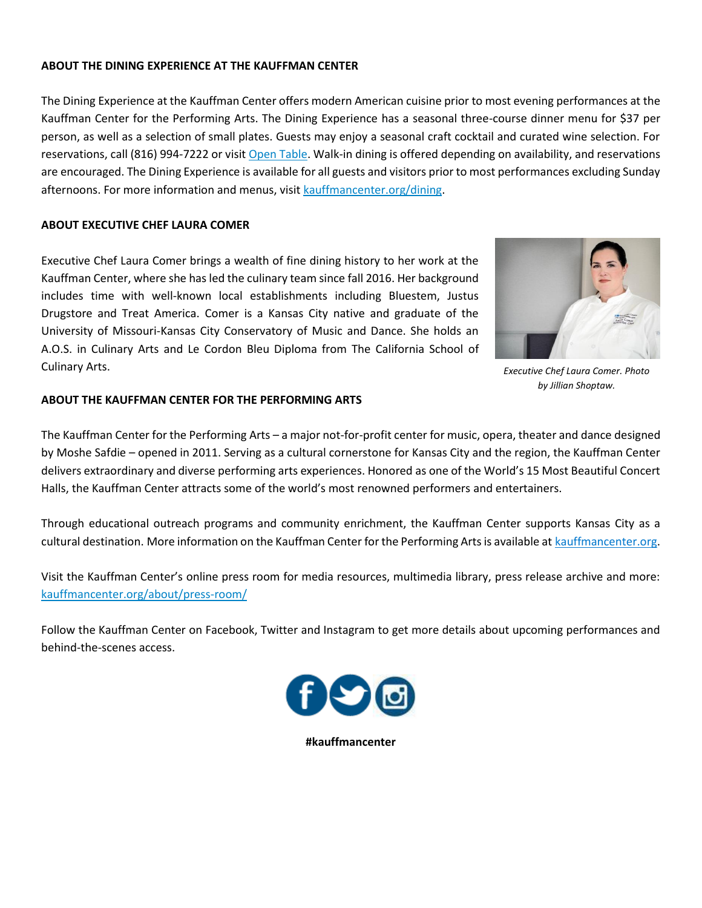**ABOUT THE DINING EXPERIENCE AT THE KAUFFMAN CENTER**

The Dining Experience at the Kauffman Center offers modern American cuisine prior to most evening performances at the Kauffman Center for the Performing Arts. The Dining Experience has a seasonal three-course dinner menu for $37 per person, as well as a selection of small plates. Guests may enjoy a seasonal craft cocktail and curated wine selection. For reservations, call (816) 994-7222 or visit Open Table. Walk-in dining is offered depending on availability, and reservations are encouraged. The Dining Experience is available for all guests and visitors prior to most performances excluding Sunday afternoons. For more information and menus, visit kauffmancenter.org/dining.

**ABOUT EXECUTIVE CHEF LAURA COMER**

Executive Chef Laura Comer brings a wealth of fine dining history to her work at the Kauffman Center, where she has led the culinary team since fall 2016. Her background includes time with well-known local establishments including Bluestem, Justus Drugstore and Treat America. Comer is a Kansas City native and graduate of the University of Missouri-Kansas City Conservatory of Music and Dance. She holds an A.O.S. in Culinary Arts and Le Cordon Bleu Diploma from The California School of Culinary Arts.

*Executive Chef Laura Comer. Photo by Jillian Shoptaw.*

**ABOUT THE KAUFFMAN CENTER FOR THE PERFORMING ARTS**

The Kauffman Center for the Performing Arts – a major not-for-profit center for music, opera, theater and dance designed by Moshe Safdie – opened in 2011. Serving as a cultural cornerstone for Kansas City and the region, the Kauffman Center delivers extraordinary and diverse performing arts experiences. Honored as one of the World's 15 Most Beautiful Concert Halls, the Kauffman Center attracts some of the world's most renowned performers and entertainers.

Through educational outreach programs and community enrichment, the Kauffman Center supports Kansas City as a cultural destination. More information on the Kauffman Center for the Performing Arts is available at kauffmancenter.org.

Visit the Kauffman Center's online press room for media resources, multimedia library, press release archive and more: kauffmancenter.org/about/press-room/

Follow the Kauffman Center on Facebook, Twitter and Instagram to get more details about upcoming performances and behind-the-scenes access.

**#kauffmancenter**